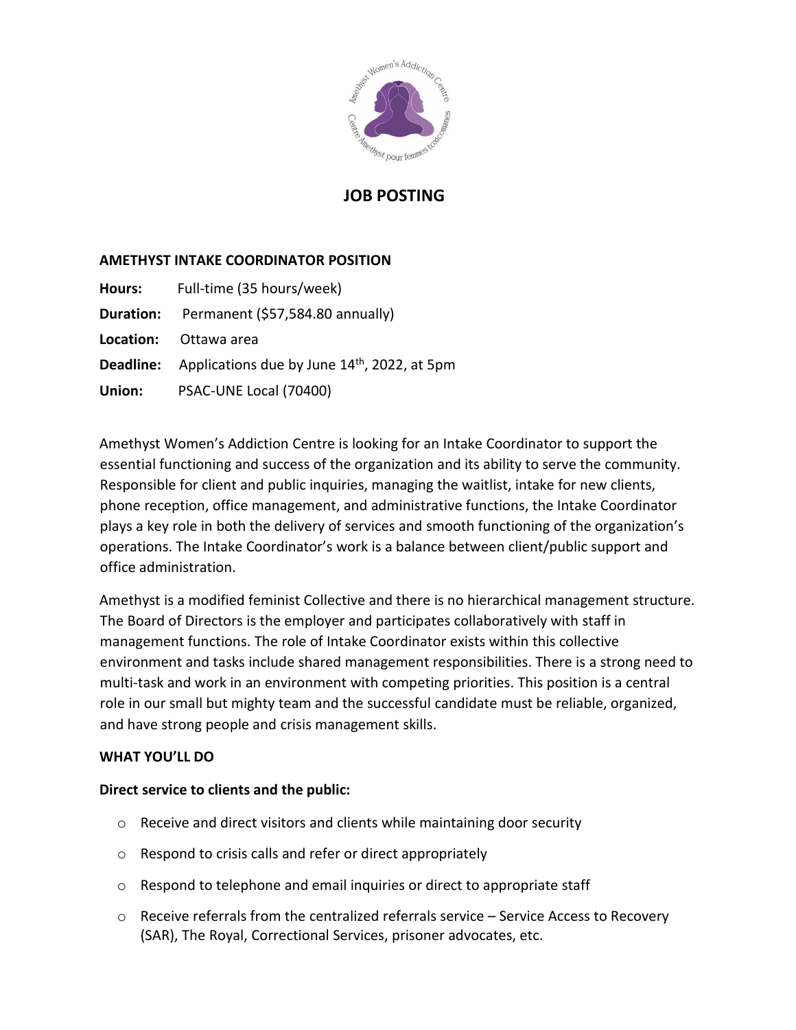# JOB POSTING

## AMETHYST INTAKE COORDINATOR POSITION

**Hours:** Full-time (35 hours/week)

**Duration:** Permanent ($57,584.80 annually)

**Location:** Ottawa area

**Deadline:** Applications due by June 14th, 2022, at 5pm

**Union:** PSAC-UNE Local (70400)

Amethyst Women's Addiction Centre is looking for an Intake Coordinator to support the essential functioning and success of the organization and its ability to serve the community. Responsible for client and public inquiries, managing the waitlist, intake for new clients, phone reception, office management, and administrative functions, the Intake Coordinator plays a key role in both the delivery of services and smooth functioning of the organization's operations. The Intake Coordinator's work is a balance between client/public support and office administration.

Amethyst is a modified feminist Collective and there is no hierarchical management structure. The Board of Directors is the employer and participates collaboratively with staff in management functions. The role of Intake Coordinator exists within this collective environment and tasks include shared management responsibilities. There is a strong need to multi-task and work in an environment with competing priorities. This position is a central role in our small but mighty team and the successful candidate must be reliable, organized, and have strong people and crisis management skills.

### WHAT YOU'LL DO

**Direct service to clients and the public:**

- Receive and direct visitors and clients while maintaining door security
- Respond to crisis calls and refer or direct appropriately
- Respond to telephone and email inquiries or direct to appropriate staff
- Receive referrals from the centralized referrals service – Service Access to Recovery (SAR), The Royal, Correctional Services, prisoner advocates, etc.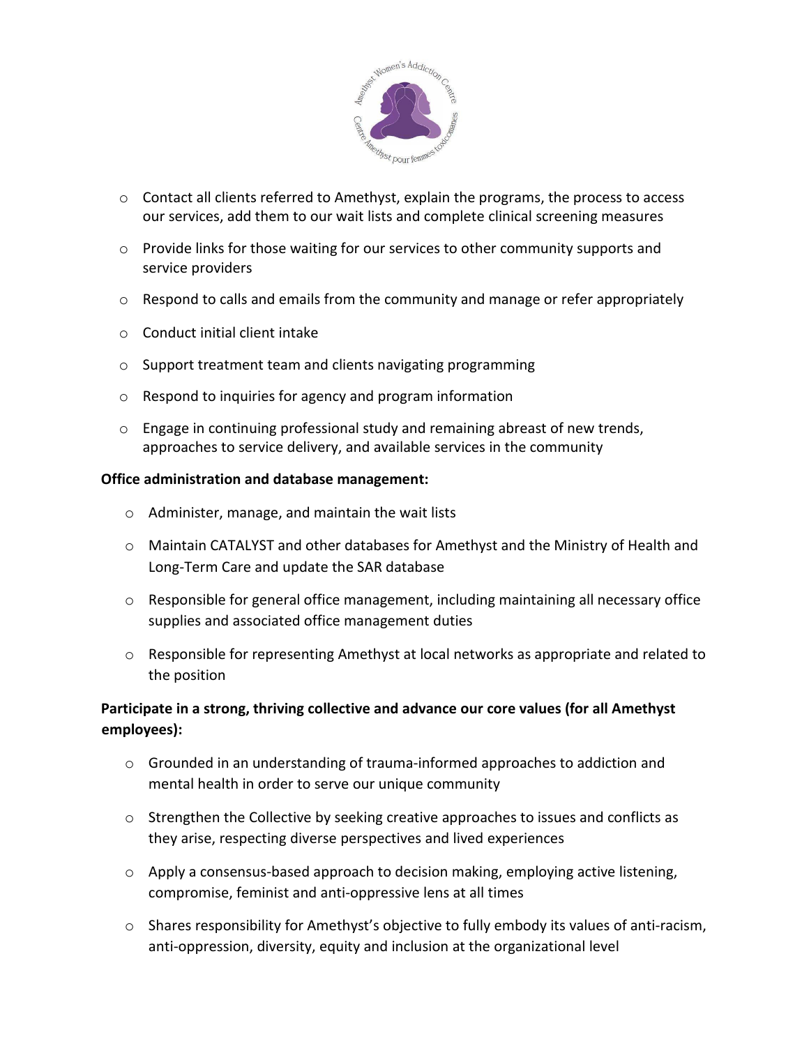- Contact all clients referred to Amethyst, explain the programs, the process to access our services, add them to our wait lists and complete clinical screening measures
- Provide links for those waiting for our services to other community supports and service providers
- Respond to calls and emails from the community and manage or refer appropriately
- Conduct initial client intake
- Support treatment team and clients navigating programming
- Respond to inquiries for agency and program information
- Engage in continuing professional study and remaining abreast of new trends, approaches to service delivery, and available services in the community

**Office administration and database management:**

- Administer, manage, and maintain the wait lists
- Maintain CATALYST and other databases for Amethyst and the Ministry of Health and Long-Term Care and update the SAR database
- Responsible for general office management, including maintaining all necessary office supplies and associated office management duties
- Responsible for representing Amethyst at local networks as appropriate and related to the position

**Participate in a strong, thriving collective and advance our core values (for all Amethyst employees):**

- Grounded in an understanding of trauma-informed approaches to addiction and mental health in order to serve our unique community
- Strengthen the Collective by seeking creative approaches to issues and conflicts as they arise, respecting diverse perspectives and lived experiences
- Apply a consensus-based approach to decision making, employing active listening, compromise, feminist and anti-oppressive lens at all times
- Shares responsibility for Amethyst's objective to fully embody its values of anti-racism, anti-oppression, diversity, equity and inclusion at the organizational level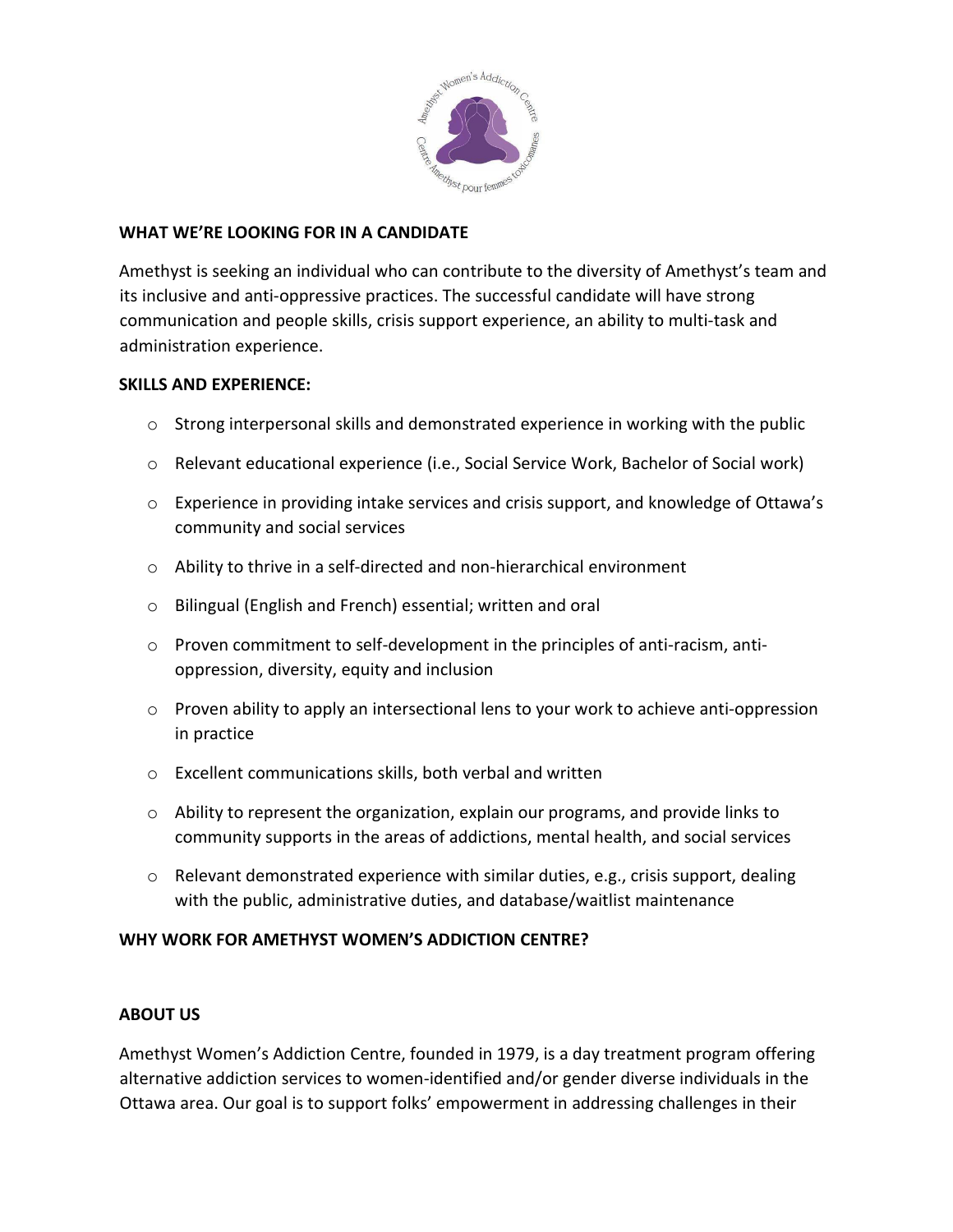## WHAT WE'RE LOOKING FOR IN A CANDIDATE

Amethyst is seeking an individual who can contribute to the diversity of Amethyst's team and its inclusive and anti-oppressive practices. The successful candidate will have strong communication and people skills, crisis support experience, an ability to multi-task and administration experience.

### SKILLS AND EXPERIENCE:

- Strong interpersonal skills and demonstrated experience in working with the public
- Relevant educational experience (i.e., Social Service Work, Bachelor of Social work)
- Experience in providing intake services and crisis support, and knowledge of Ottawa's community and social services
- Ability to thrive in a self-directed and non-hierarchical environment
- Bilingual (English and French) essential; written and oral
- Proven commitment to self-development in the principles of anti-racism, anti-oppression, diversity, equity and inclusion
- Proven ability to apply an intersectional lens to your work to achieve anti-oppression in practice
- Excellent communications skills, both verbal and written
- Ability to represent the organization, explain our programs, and provide links to community supports in the areas of addictions, mental health, and social services
- Relevant demonstrated experience with similar duties, e.g., crisis support, dealing with the public, administrative duties, and database/waitlist maintenance

## WHY WORK FOR AMETHYST WOMEN'S ADDICTION CENTRE?

### ABOUT US

Amethyst Women's Addiction Centre, founded in 1979, is a day treatment program offering alternative addiction services to women-identified and/or gender diverse individuals in the Ottawa area. Our goal is to support folks' empowerment in addressing challenges in their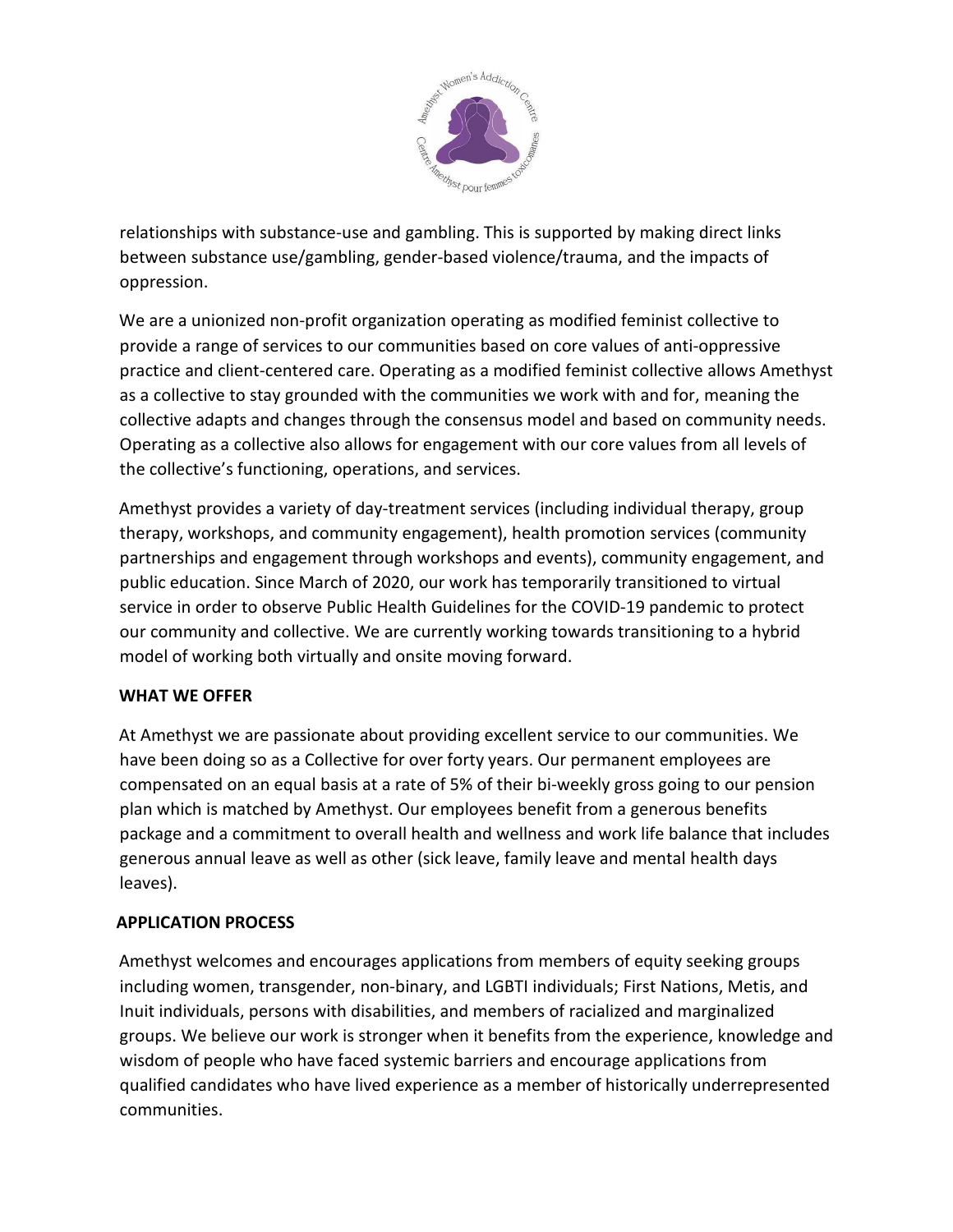relationships with substance-use and gambling. This is supported by making direct links between substance use/gambling, gender-based violence/trauma, and the impacts of oppression.

We are a unionized non-profit organization operating as modified feminist collective to provide a range of services to our communities based on core values of anti-oppressive practice and client-centered care. Operating as a modified feminist collective allows Amethyst as a collective to stay grounded with the communities we work with and for, meaning the collective adapts and changes through the consensus model and based on community needs. Operating as a collective also allows for engagement with our core values from all levels of the collective's functioning, operations, and services.

Amethyst provides a variety of day-treatment services (including individual therapy, group therapy, workshops, and community engagement), health promotion services (community partnerships and engagement through workshops and events), community engagement, and public education. Since March of 2020, our work has temporarily transitioned to virtual service in order to observe Public Health Guidelines for the COVID-19 pandemic to protect our community and collective. We are currently working towards transitioning to a hybrid model of working both virtually and onsite moving forward.

**WHAT WE OFFER**

At Amethyst we are passionate about providing excellent service to our communities. We have been doing so as a Collective for over forty years. Our permanent employees are compensated on an equal basis at a rate of 5% of their bi-weekly gross going to our pension plan which is matched by Amethyst. Our employees benefit from a generous benefits package and a commitment to overall health and wellness and work life balance that includes generous annual leave as well as other (sick leave, family leave and mental health days leaves).

**APPLICATION PROCESS**

Amethyst welcomes and encourages applications from members of equity seeking groups including women, transgender, non-binary, and LGBTI individuals; First Nations, Metis, and Inuit individuals, persons with disabilities, and members of racialized and marginalized groups. We believe our work is stronger when it benefits from the experience, knowledge and wisdom of people who have faced systemic barriers and encourage applications from qualified candidates who have lived experience as a member of historically underrepresented communities.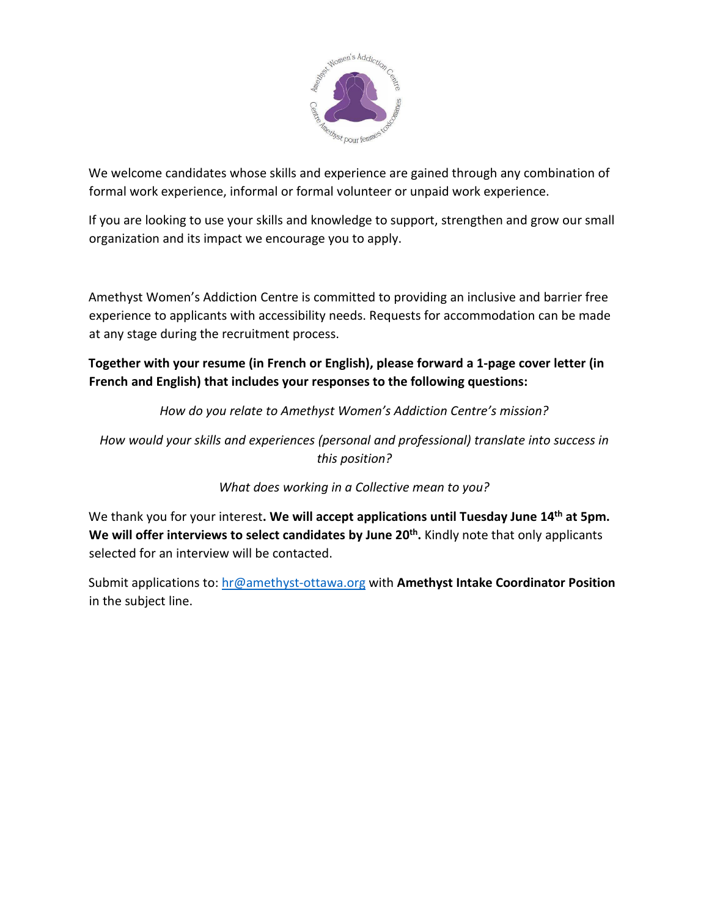We welcome candidates whose skills and experience are gained through any combination of formal work experience, informal or formal volunteer or unpaid work experience.

If you are looking to use your skills and knowledge to support, strengthen and grow our small organization and its impact we encourage you to apply.

Amethyst Women's Addiction Centre is committed to providing an inclusive and barrier free experience to applicants with accessibility needs. Requests for accommodation can be made at any stage during the recruitment process.

**Together with your resume (in French or English), please forward a 1-page cover letter (in French and English) that includes your responses to the following questions:**

*How do you relate to Amethyst Women's Addiction Centre's mission?*

*How would your skills and experiences (personal and professional) translate into success in this position?*

*What does working in a Collective mean to you?*

We thank you for your interest**. We will accept applications until Tuesday June 14th at 5pm. We will offer interviews to select candidates by June 20th.** Kindly note that only applicants selected for an interview will be contacted.

Submit applications to: hr@amethyst-ottawa.org with **Amethyst Intake Coordinator Position** in the subject line.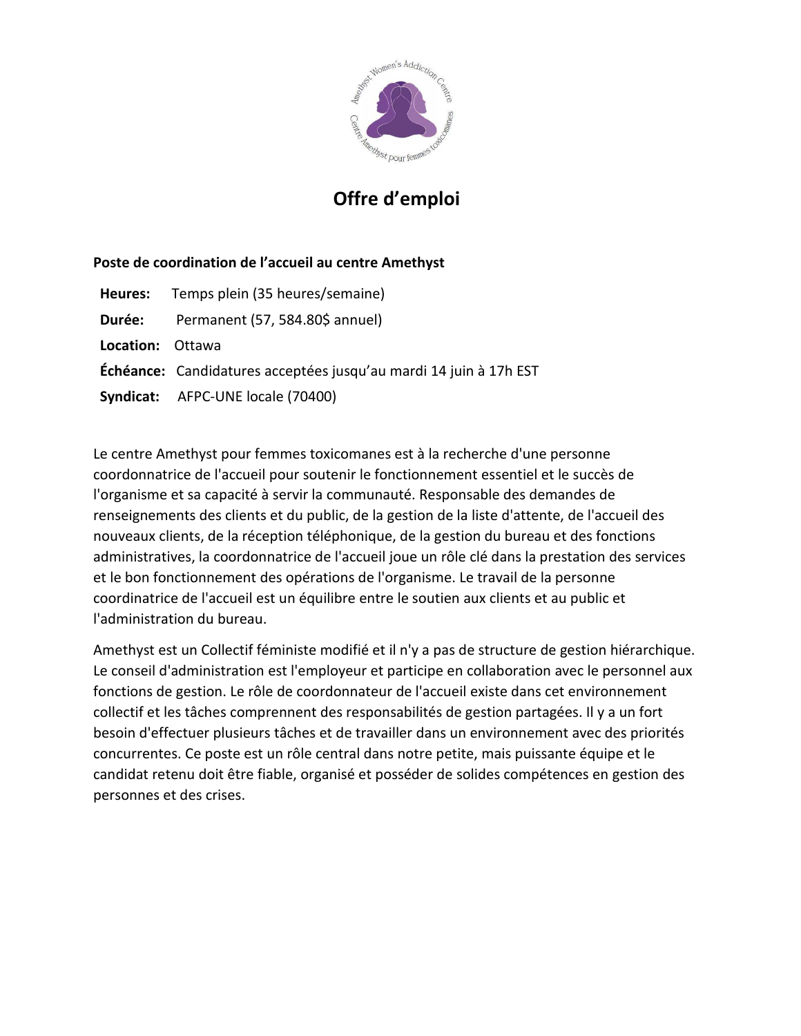# Offre d'emploi

**Poste de coordination de l'accueil au centre Amethyst**

**Heures:** Temps plein (35 heures/semaine)

**Durée:** Permanent (57, 584.80$ annuel)

**Location:** Ottawa

**Échéance:** Candidatures acceptées jusqu'au mardi 14 juin à 17h EST

**Syndicat:** AFPC-UNE locale (70400)

Le centre Amethyst pour femmes toxicomanes est à la recherche d'une personne coordonnatrice de l'accueil pour soutenir le fonctionnement essentiel et le succès de l'organisme et sa capacité à servir la communauté. Responsable des demandes de renseignements des clients et du public, de la gestion de la liste d'attente, de l'accueil des nouveaux clients, de la réception téléphonique, de la gestion du bureau et des fonctions administratives, la coordonnatrice de l'accueil joue un rôle clé dans la prestation des services et le bon fonctionnement des opérations de l'organisme. Le travail de la personne coordinatrice de l'accueil est un équilibre entre le soutien aux clients et au public et l'administration du bureau.

Amethyst est un Collectif féministe modifié et il n'y a pas de structure de gestion hiérarchique. Le conseil d'administration est l'employeur et participe en collaboration avec le personnel aux fonctions de gestion. Le rôle de coordonnateur de l'accueil existe dans cet environnement collectif et les tâches comprennent des responsabilités de gestion partagées. Il y a un fort besoin d'effectuer plusieurs tâches et de travailler dans un environnement avec des priorités concurrentes. Ce poste est un rôle central dans notre petite, mais puissante équipe et le candidat retenu doit être fiable, organisé et posséder de solides compétences en gestion des personnes et des crises.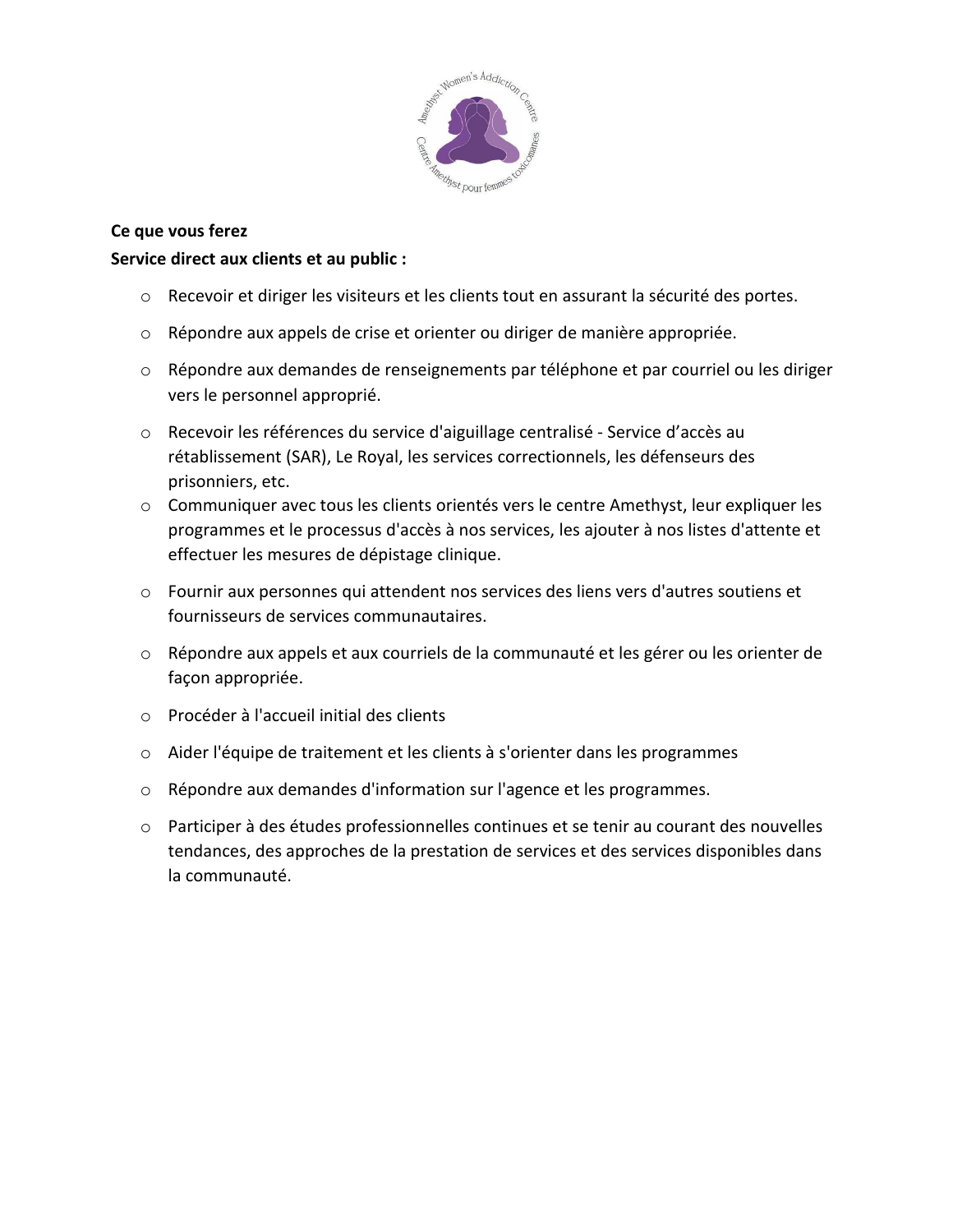**Ce que vous ferez**

**Service direct aux clients et au public :**

- Recevoir et diriger les visiteurs et les clients tout en assurant la sécurité des portes.
- Répondre aux appels de crise et orienter ou diriger de manière appropriée.
- Répondre aux demandes de renseignements par téléphone et par courriel ou les diriger vers le personnel approprié.
- Recevoir les références du service d'aiguillage centralisé - Service d'accès au rétablissement (SAR), Le Royal, les services correctionnels, les défenseurs des prisonniers, etc.
- Communiquer avec tous les clients orientés vers le centre Amethyst, leur expliquer les programmes et le processus d'accès à nos services, les ajouter à nos listes d'attente et effectuer les mesures de dépistage clinique.
- Fournir aux personnes qui attendent nos services des liens vers d'autres soutiens et fournisseurs de services communautaires.
- Répondre aux appels et aux courriels de la communauté et les gérer ou les orienter de façon appropriée.
- Procéder à l'accueil initial des clients
- Aider l'équipe de traitement et les clients à s'orienter dans les programmes
- Répondre aux demandes d'information sur l'agence et les programmes.
- Participer à des études professionnelles continues et se tenir au courant des nouvelles tendances, des approches de la prestation de services et des services disponibles dans la communauté.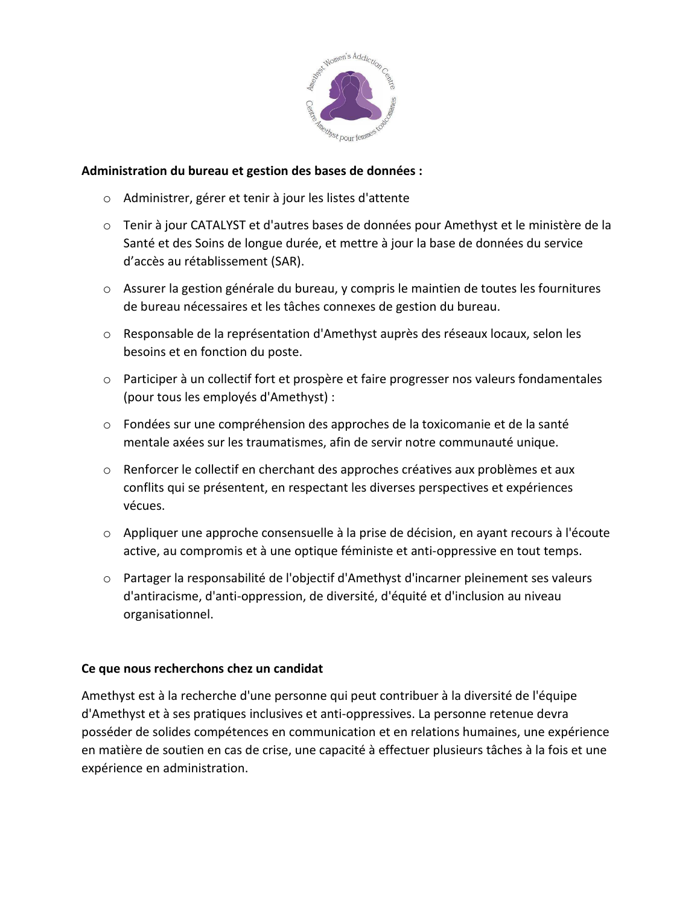**Administration du bureau et gestion des bases de données :**

- Administrer, gérer et tenir à jour les listes d'attente
- Tenir à jour CATALYST et d'autres bases de données pour Amethyst et le ministère de la Santé et des Soins de longue durée, et mettre à jour la base de données du service d'accès au rétablissement (SAR).
- Assurer la gestion générale du bureau, y compris le maintien de toutes les fournitures de bureau nécessaires et les tâches connexes de gestion du bureau.
- Responsable de la représentation d'Amethyst auprès des réseaux locaux, selon les besoins et en fonction du poste.
- Participer à un collectif fort et prospère et faire progresser nos valeurs fondamentales (pour tous les employés d'Amethyst) :
- Fondées sur une compréhension des approches de la toxicomanie et de la santé mentale axées sur les traumatismes, afin de servir notre communauté unique.
- Renforcer le collectif en cherchant des approches créatives aux problèmes et aux conflits qui se présentent, en respectant les diverses perspectives et expériences vécues.
- Appliquer une approche consensuelle à la prise de décision, en ayant recours à l'écoute active, au compromis et à une optique féministe et anti-oppressive en tout temps.
- Partager la responsabilité de l'objectif d'Amethyst d'incarner pleinement ses valeurs d'antiracisme, d'anti-oppression, de diversité, d'équité et d'inclusion au niveau organisationnel.

**Ce que nous recherchons chez un candidat**

Amethyst est à la recherche d'une personne qui peut contribuer à la diversité de l'équipe d'Amethyst et à ses pratiques inclusives et anti-oppressives. La personne retenue devra posséder de solides compétences en communication et en relations humaines, une expérience en matière de soutien en cas de crise, une capacité à effectuer plusieurs tâches à la fois et une expérience en administration.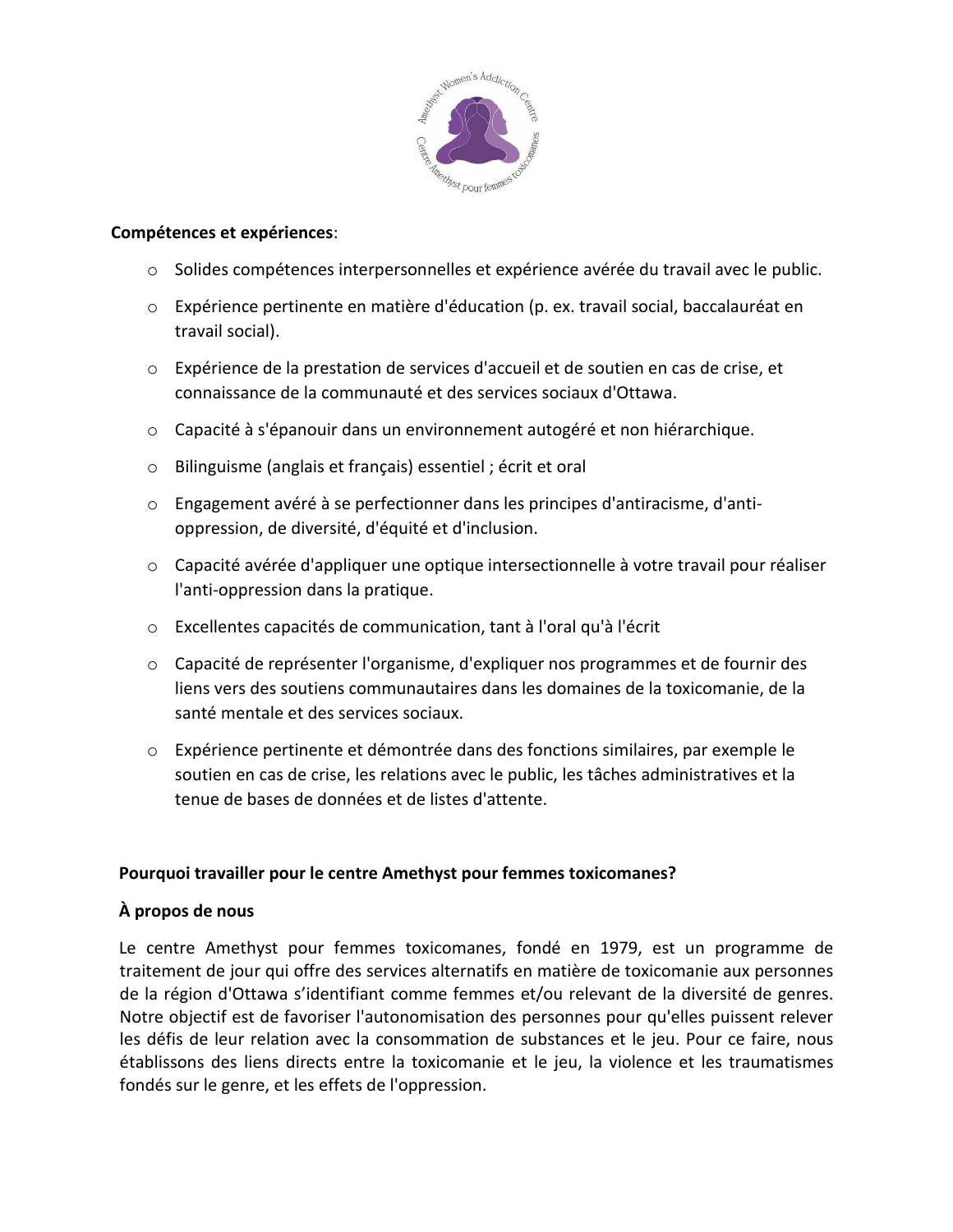**Compétences et expériences**:

- Solides compétences interpersonnelles et expérience avérée du travail avec le public.
- Expérience pertinente en matière d'éducation (p. ex. travail social, baccalauréat en travail social).
- Expérience de la prestation de services d'accueil et de soutien en cas de crise, et connaissance de la communauté et des services sociaux d'Ottawa.
- Capacité à s'épanouir dans un environnement autogéré et non hiérarchique.
- Bilinguisme (anglais et français) essentiel ; écrit et oral
- Engagement avéré à se perfectionner dans les principes d'antiracisme, d'anti-oppression, de diversité, d'équité et d'inclusion.
- Capacité avérée d'appliquer une optique intersectionnelle à votre travail pour réaliser l'anti-oppression dans la pratique.
- Excellentes capacités de communication, tant à l'oral qu'à l'écrit
- Capacité de représenter l'organisme, d'expliquer nos programmes et de fournir des liens vers des soutiens communautaires dans les domaines de la toxicomanie, de la santé mentale et des services sociaux.
- Expérience pertinente et démontrée dans des fonctions similaires, par exemple le soutien en cas de crise, les relations avec le public, les tâches administratives et la tenue de bases de données et de listes d'attente.

**Pourquoi travailler pour le centre Amethyst pour femmes toxicomanes?**

**À propos de nous**

Le centre Amethyst pour femmes toxicomanes, fondé en 1979, est un programme de traitement de jour qui offre des services alternatifs en matière de toxicomanie aux personnes de la région d'Ottawa s'identifiant comme femmes et/ou relevant de la diversité de genres. Notre objectif est de favoriser l'autonomisation des personnes pour qu'elles puissent relever les défis de leur relation avec la consommation de substances et le jeu. Pour ce faire, nous établissons des liens directs entre la toxicomanie et le jeu, la violence et les traumatismes fondés sur le genre, et les effets de l'oppression.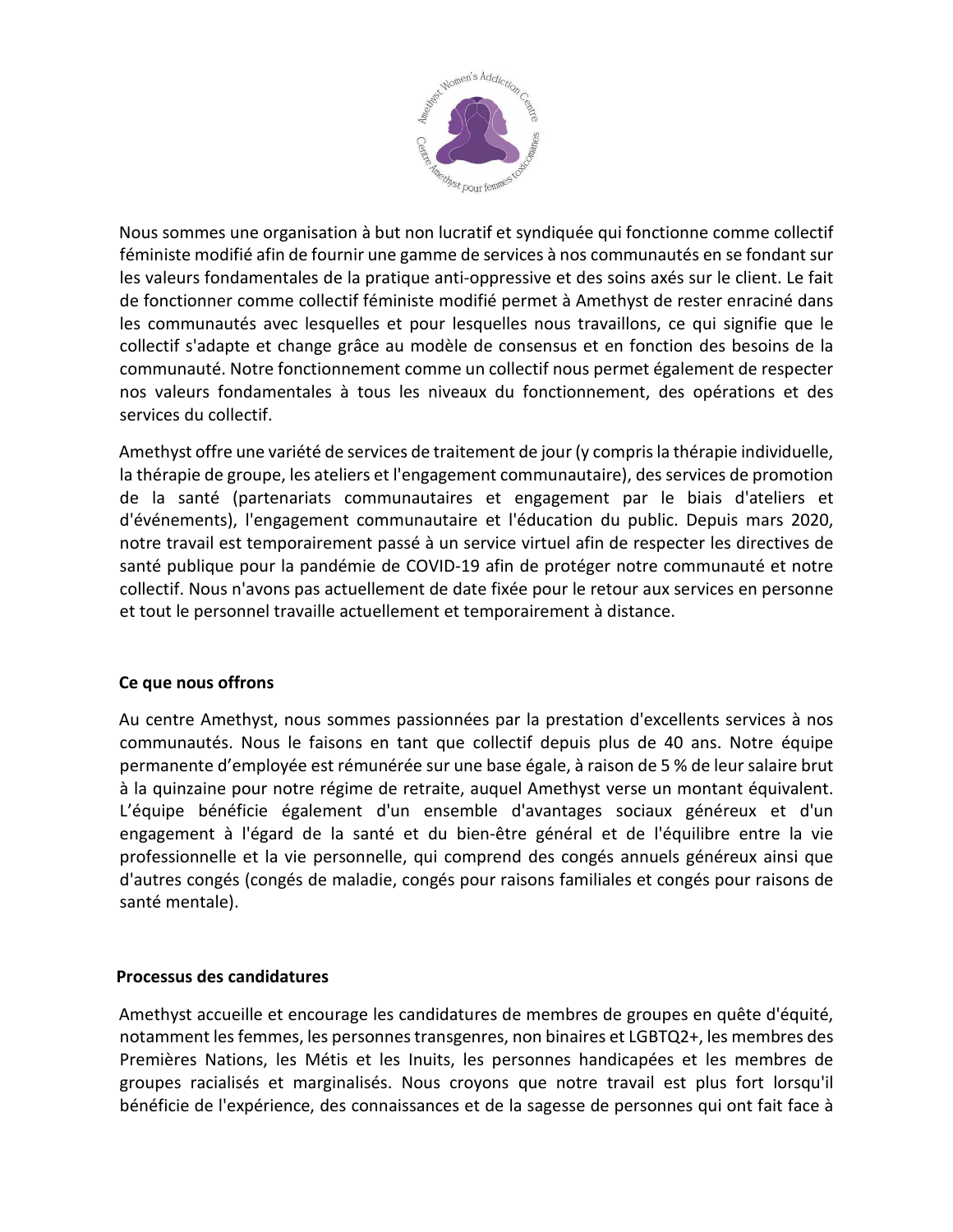Nous sommes une organisation à but non lucratif et syndiquée qui fonctionne comme collectif féministe modifié afin de fournir une gamme de services à nos communautés en se fondant sur les valeurs fondamentales de la pratique anti-oppressive et des soins axés sur le client. Le fait de fonctionner comme collectif féministe modifié permet à Amethyst de rester enraciné dans les communautés avec lesquelles et pour lesquelles nous travaillons, ce qui signifie que le collectif s'adapte et change grâce au modèle de consensus et en fonction des besoins de la communauté. Notre fonctionnement comme un collectif nous permet également de respecter nos valeurs fondamentales à tous les niveaux du fonctionnement, des opérations et des services du collectif.

Amethyst offre une variété de services de traitement de jour (y compris la thérapie individuelle, la thérapie de groupe, les ateliers et l'engagement communautaire), des services de promotion de la santé (partenariats communautaires et engagement par le biais d'ateliers et d'événements), l'engagement communautaire et l'éducation du public. Depuis mars 2020, notre travail est temporairement passé à un service virtuel afin de respecter les directives de santé publique pour la pandémie de COVID-19 afin de protéger notre communauté et notre collectif. Nous n'avons pas actuellement de date fixée pour le retour aux services en personne et tout le personnel travaille actuellement et temporairement à distance.

**Ce que nous offrons**

Au centre Amethyst, nous sommes passionnées par la prestation d'excellents services à nos communautés. Nous le faisons en tant que collectif depuis plus de 40 ans. Notre équipe permanente d'employée est rémunérée sur une base égale, à raison de 5 % de leur salaire brut à la quinzaine pour notre régime de retraite, auquel Amethyst verse un montant équivalent. L'équipe bénéficie également d'un ensemble d'avantages sociaux généreux et d'un engagement à l'égard de la santé et du bien-être général et de l'équilibre entre la vie professionnelle et la vie personnelle, qui comprend des congés annuels généreux ainsi que d'autres congés (congés de maladie, congés pour raisons familiales et congés pour raisons de santé mentale).

**Processus des candidatures**

Amethyst accueille et encourage les candidatures de membres de groupes en quête d'équité, notamment les femmes, les personnes transgenres, non binaires et LGBTQ2+, les membres des Premières Nations, les Métis et les Inuits, les personnes handicapées et les membres de groupes racialisés et marginalisés. Nous croyons que notre travail est plus fort lorsqu'il bénéficie de l'expérience, des connaissances et de la sagesse de personnes qui ont fait face à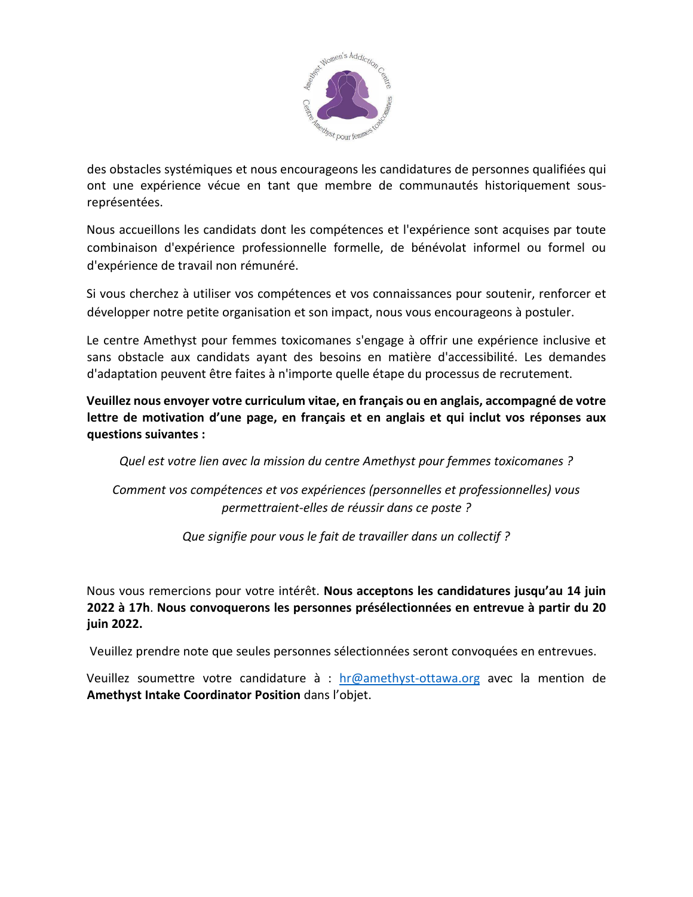des obstacles systémiques et nous encourageons les candidatures de personnes qualifiées qui ont une expérience vécue en tant que membre de communautés historiquement sous-représentées.

Nous accueillons les candidats dont les compétences et l'expérience sont acquises par toute combinaison d'expérience professionnelle formelle, de bénévolat informel ou formel ou d'expérience de travail non rémunéré.

Si vous cherchez à utiliser vos compétences et vos connaissances pour soutenir, renforcer et développer notre petite organisation et son impact, nous vous encourageons à postuler.

Le centre Amethyst pour femmes toxicomanes s'engage à offrir une expérience inclusive et sans obstacle aux candidats ayant des besoins en matière d'accessibilité. Les demandes d'adaptation peuvent être faites à n'importe quelle étape du processus de recrutement.

**Veuillez nous envoyer votre curriculum vitae, en français ou en anglais, accompagné de votre lettre de motivation d'une page, en français et en anglais et qui inclut vos réponses aux questions suivantes :**

*Quel est votre lien avec la mission du centre Amethyst pour femmes toxicomanes ?*

*Comment vos compétences et vos expériences (personnelles et professionnelles) vous permettraient-elles de réussir dans ce poste ?*

*Que signifie pour vous le fait de travailler dans un collectif ?*

Nous vous remercions pour votre intérêt. **Nous acceptons les candidatures jusqu'au 14 juin 2022 à 17h**. **Nous convoquerons les personnes présélectionnées en entrevue à partir du 20 juin 2022.**

Veuillez prendre note que seules personnes sélectionnées seront convoquées en entrevues.

Veuillez soumettre votre candidature à : hr@amethyst-ottawa.org avec la mention de **Amethyst Intake Coordinator Position** dans l'objet.